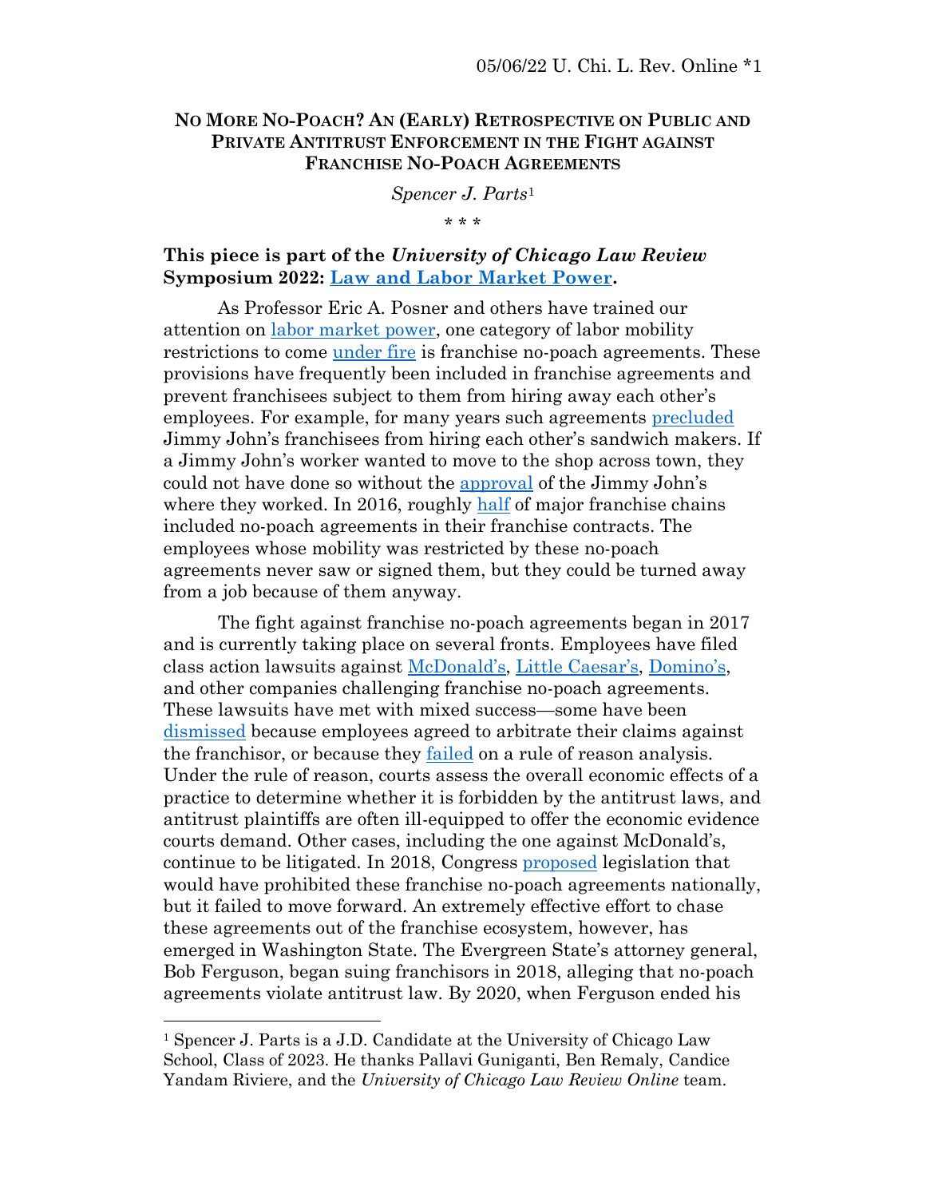# No More No-Poach? An (Early) Retrospective on Public and Private Antitrust Enforcement in the Fight against Franchise No-Poach Agreements

*Spencer J. Parts*[1]

\* \* \*

**This piece is part of the *University of Chicago Law Review* Symposium 2022: Law and Labor Market Power.**

As Professor Eric A. Posner and others have trained our attention on labor market power, one category of labor mobility restrictions to come under fire is franchise no-poach agreements. These provisions have frequently been included in franchise agreements and prevent franchisees subject to them from hiring away each other's employees. For example, for many years such agreements precluded Jimmy John's franchisees from hiring each other's sandwich makers. If a Jimmy John's worker wanted to move to the shop across town, they could not have done so without the approval of the Jimmy John's where they worked. In 2016, roughly half of major franchise chains included no-poach agreements in their franchise contracts. The employees whose mobility was restricted by these no-poach agreements never saw or signed them, but they could be turned away from a job because of them anyway.

The fight against franchise no-poach agreements began in 2017 and is currently taking place on several fronts. Employees have filed class action lawsuits against McDonald's, Little Caesar's, Domino's, and other companies challenging franchise no-poach agreements. These lawsuits have met with mixed success—some have been dismissed because employees agreed to arbitrate their claims against the franchisor, or because they failed on a rule of reason analysis. Under the rule of reason, courts assess the overall economic effects of a practice to determine whether it is forbidden by the antitrust laws, and antitrust plaintiffs are often ill-equipped to offer the economic evidence courts demand. Other cases, including the one against McDonald's, continue to be litigated. In 2018, Congress proposed legislation that would have prohibited these franchise no-poach agreements nationally, but it failed to move forward. An extremely effective effort to chase these agreements out of the franchise ecosystem, however, has emerged in Washington State. The Evergreen State's attorney general, Bob Ferguson, began suing franchisors in 2018, alleging that no-poach agreements violate antitrust law. By 2020, when Ferguson ended his

[1] Spencer J. Parts is a J.D. Candidate at the University of Chicago Law School, Class of 2023. He thanks Pallavi Guniganti, Ben Remaly, Candice Yandam Riviere, and the *University of Chicago Law Review Online* team.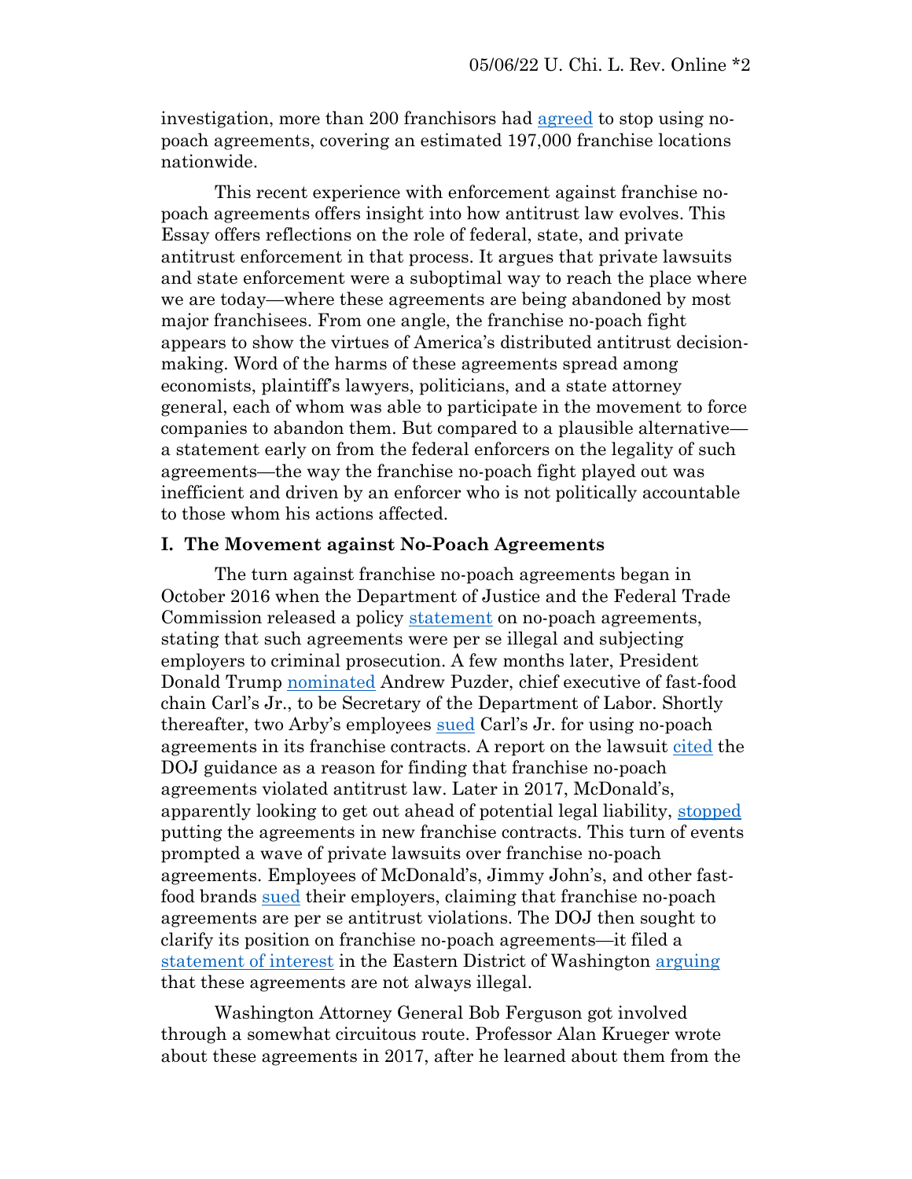investigation, more than 200 franchisors had agreed to stop using no-poach agreements, covering an estimated 197,000 franchise locations nationwide.

This recent experience with enforcement against franchise no-poach agreements offers insight into how antitrust law evolves. This Essay offers reflections on the role of federal, state, and private antitrust enforcement in that process. It argues that private lawsuits and state enforcement were a suboptimal way to reach the place where we are today—where these agreements are being abandoned by most major franchisees. From one angle, the franchise no-poach fight appears to show the virtues of America's distributed antitrust decision-making. Word of the harms of these agreements spread among economists, plaintiff's lawyers, politicians, and a state attorney general, each of whom was able to participate in the movement to force companies to abandon them. But compared to a plausible alternative—a statement early on from the federal enforcers on the legality of such agreements—the way the franchise no-poach fight played out was inefficient and driven by an enforcer who is not politically accountable to those whom his actions affected.

## I. The Movement against No-Poach Agreements

The turn against franchise no-poach agreements began in October 2016 when the Department of Justice and the Federal Trade Commission released a policy statement on no-poach agreements, stating that such agreements were per se illegal and subjecting employers to criminal prosecution. A few months later, President Donald Trump nominated Andrew Puzder, chief executive of fast-food chain Carl's Jr., to be Secretary of the Department of Labor. Shortly thereafter, two Arby's employees sued Carl's Jr. for using no-poach agreements in its franchise contracts. A report on the lawsuit cited the DOJ guidance as a reason for finding that franchise no-poach agreements violated antitrust law. Later in 2017, McDonald's, apparently looking to get out ahead of potential legal liability, stopped putting the agreements in new franchise contracts. This turn of events prompted a wave of private lawsuits over franchise no-poach agreements. Employees of McDonald's, Jimmy John's, and other fast-food brands sued their employers, claiming that franchise no-poach agreements are per se antitrust violations. The DOJ then sought to clarify its position on franchise no-poach agreements—it filed a statement of interest in the Eastern District of Washington arguing that these agreements are not always illegal.

Washington Attorney General Bob Ferguson got involved through a somewhat circuitous route. Professor Alan Krueger wrote about these agreements in 2017, after he learned about them from the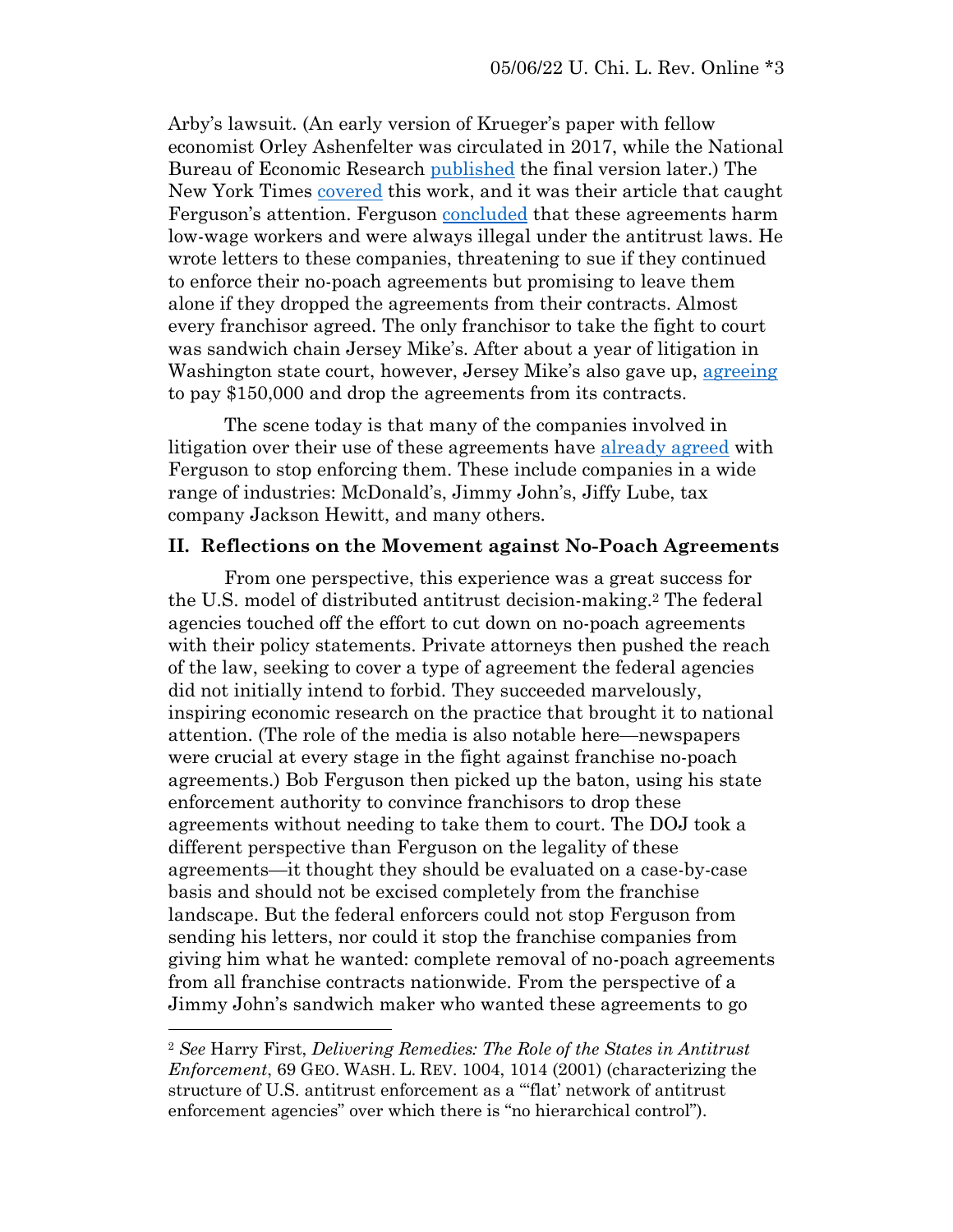Arby's lawsuit. (An early version of Krueger's paper with fellow economist Orley Ashenfelter was circulated in 2017, while the National Bureau of Economic Research published the final version later.) The New York Times covered this work, and it was their article that caught Ferguson's attention. Ferguson concluded that these agreements harm low-wage workers and were always illegal under the antitrust laws. He wrote letters to these companies, threatening to sue if they continued to enforce their no-poach agreements but promising to leave them alone if they dropped the agreements from their contracts. Almost every franchisor agreed. The only franchisor to take the fight to court was sandwich chain Jersey Mike's. After about a year of litigation in Washington state court, however, Jersey Mike's also gave up, agreeing to pay $150,000 and drop the agreements from its contracts.

The scene today is that many of the companies involved in litigation over their use of these agreements have already agreed with Ferguson to stop enforcing them. These include companies in a wide range of industries: McDonald's, Jimmy John's, Jiffy Lube, tax company Jackson Hewitt, and many others.

## II. Reflections on the Movement against No-Poach Agreements

From one perspective, this experience was a great success for the U.S. model of distributed antitrust decision-making.[2] The federal agencies touched off the effort to cut down on no-poach agreements with their policy statements. Private attorneys then pushed the reach of the law, seeking to cover a type of agreement the federal agencies did not initially intend to forbid. They succeeded marvelously, inspiring economic research on the practice that brought it to national attention. (The role of the media is also notable here—newspapers were crucial at every stage in the fight against franchise no-poach agreements.) Bob Ferguson then picked up the baton, using his state enforcement authority to convince franchisors to drop these agreements without needing to take them to court. The DOJ took a different perspective than Ferguson on the legality of these agreements—it thought they should be evaluated on a case-by-case basis and should not be excised completely from the franchise landscape. But the federal enforcers could not stop Ferguson from sending his letters, nor could it stop the franchise companies from giving him what he wanted: complete removal of no-poach agreements from all franchise contracts nationwide. From the perspective of a Jimmy John's sandwich maker who wanted these agreements to go

---

[2] *See* Harry First, *Delivering Remedies: The Role of the States in Antitrust Enforcement*, 69 GEO. WASH. L. REV. 1004, 1014 (2001) (characterizing the structure of U.S. antitrust enforcement as a "'flat' network of antitrust enforcement agencies" over which there is "no hierarchical control").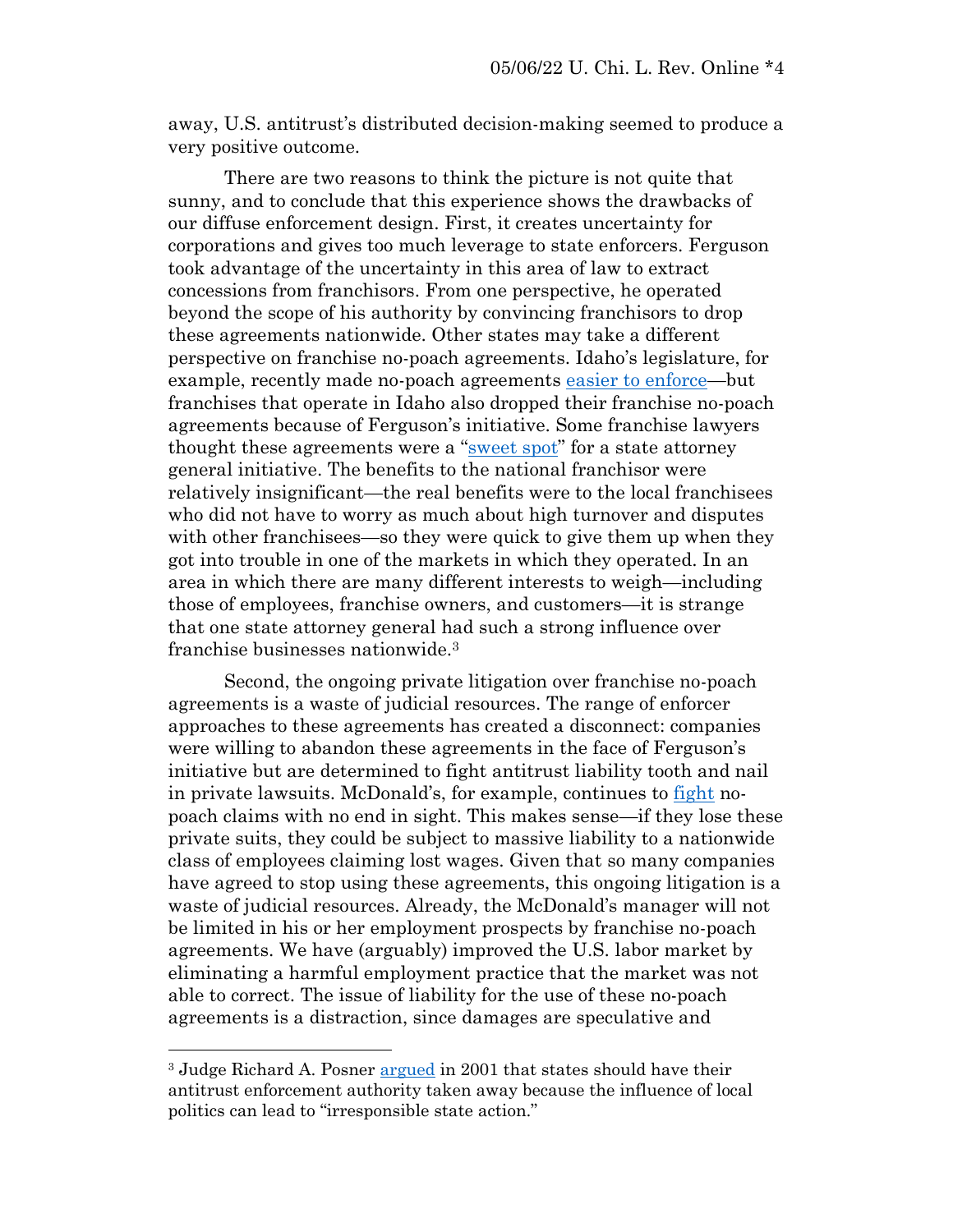away, U.S. antitrust's distributed decision-making seemed to produce a very positive outcome.

There are two reasons to think the picture is not quite that sunny, and to conclude that this experience shows the drawbacks of our diffuse enforcement design. First, it creates uncertainty for corporations and gives too much leverage to state enforcers. Ferguson took advantage of the uncertainty in this area of law to extract concessions from franchisors. From one perspective, he operated beyond the scope of his authority by convincing franchisors to drop these agreements nationwide. Other states may take a different perspective on franchise no-poach agreements. Idaho's legislature, for example, recently made no-poach agreements easier to enforce—but franchises that operate in Idaho also dropped their franchise no-poach agreements because of Ferguson's initiative. Some franchise lawyers thought these agreements were a "sweet spot" for a state attorney general initiative. The benefits to the national franchisor were relatively insignificant—the real benefits were to the local franchisees who did not have to worry as much about high turnover and disputes with other franchisees—so they were quick to give them up when they got into trouble in one of the markets in which they operated. In an area in which there are many different interests to weigh—including those of employees, franchise owners, and customers—it is strange that one state attorney general had such a strong influence over franchise businesses nationwide.[3]

Second, the ongoing private litigation over franchise no-poach agreements is a waste of judicial resources. The range of enforcer approaches to these agreements has created a disconnect: companies were willing to abandon these agreements in the face of Ferguson's initiative but are determined to fight antitrust liability tooth and nail in private lawsuits. McDonald's, for example, continues to fight no-poach claims with no end in sight. This makes sense—if they lose these private suits, they could be subject to massive liability to a nationwide class of employees claiming lost wages. Given that so many companies have agreed to stop using these agreements, this ongoing litigation is a waste of judicial resources. Already, the McDonald's manager will not be limited in his or her employment prospects by franchise no-poach agreements. We have (arguably) improved the U.S. labor market by eliminating a harmful employment practice that the market was not able to correct. The issue of liability for the use of these no-poach agreements is a distraction, since damages are speculative and

---

[3] Judge Richard A. Posner argued in 2001 that states should have their antitrust enforcement authority taken away because the influence of local politics can lead to "irresponsible state action."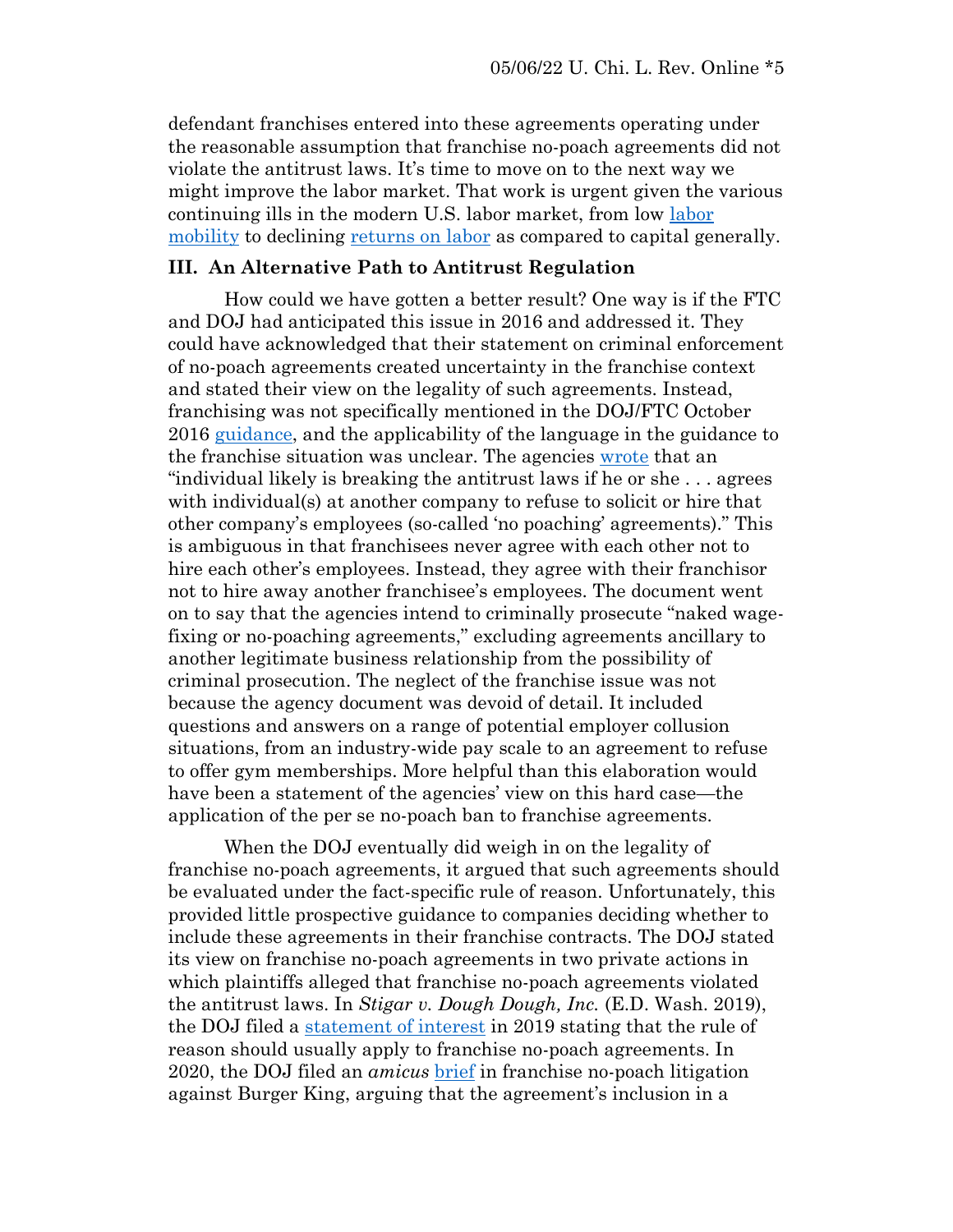defendant franchises entered into these agreements operating under the reasonable assumption that franchise no-poach agreements did not violate the antitrust laws. It's time to move on to the next way we might improve the labor market. That work is urgent given the various continuing ills in the modern U.S. labor market, from low labor mobility to declining returns on labor as compared to capital generally.

### III. An Alternative Path to Antitrust Regulation

How could we have gotten a better result? One way is if the FTC and DOJ had anticipated this issue in 2016 and addressed it. They could have acknowledged that their statement on criminal enforcement of no-poach agreements created uncertainty in the franchise context and stated their view on the legality of such agreements. Instead, franchising was not specifically mentioned in the DOJ/FTC October 2016 guidance, and the applicability of the language in the guidance to the franchise situation was unclear. The agencies wrote that an "individual likely is breaking the antitrust laws if he or she . . . agrees with individual(s) at another company to refuse to solicit or hire that other company's employees (so-called 'no poaching' agreements)." This is ambiguous in that franchisees never agree with each other not to hire each other's employees. Instead, they agree with their franchisor not to hire away another franchisee's employees. The document went on to say that the agencies intend to criminally prosecute "naked wage-fixing or no-poaching agreements," excluding agreements ancillary to another legitimate business relationship from the possibility of criminal prosecution. The neglect of the franchise issue was not because the agency document was devoid of detail. It included questions and answers on a range of potential employer collusion situations, from an industry-wide pay scale to an agreement to refuse to offer gym memberships. More helpful than this elaboration would have been a statement of the agencies' view on this hard case—the application of the per se no-poach ban to franchise agreements.

When the DOJ eventually did weigh in on the legality of franchise no-poach agreements, it argued that such agreements should be evaluated under the fact-specific rule of reason. Unfortunately, this provided little prospective guidance to companies deciding whether to include these agreements in their franchise contracts. The DOJ stated its view on franchise no-poach agreements in two private actions in which plaintiffs alleged that franchise no-poach agreements violated the antitrust laws. In *Stigar v. Dough Dough, Inc.* (E.D. Wash. 2019), the DOJ filed a statement of interest in 2019 stating that the rule of reason should usually apply to franchise no-poach agreements. In 2020, the DOJ filed an *amicus* brief in franchise no-poach litigation against Burger King, arguing that the agreement's inclusion in a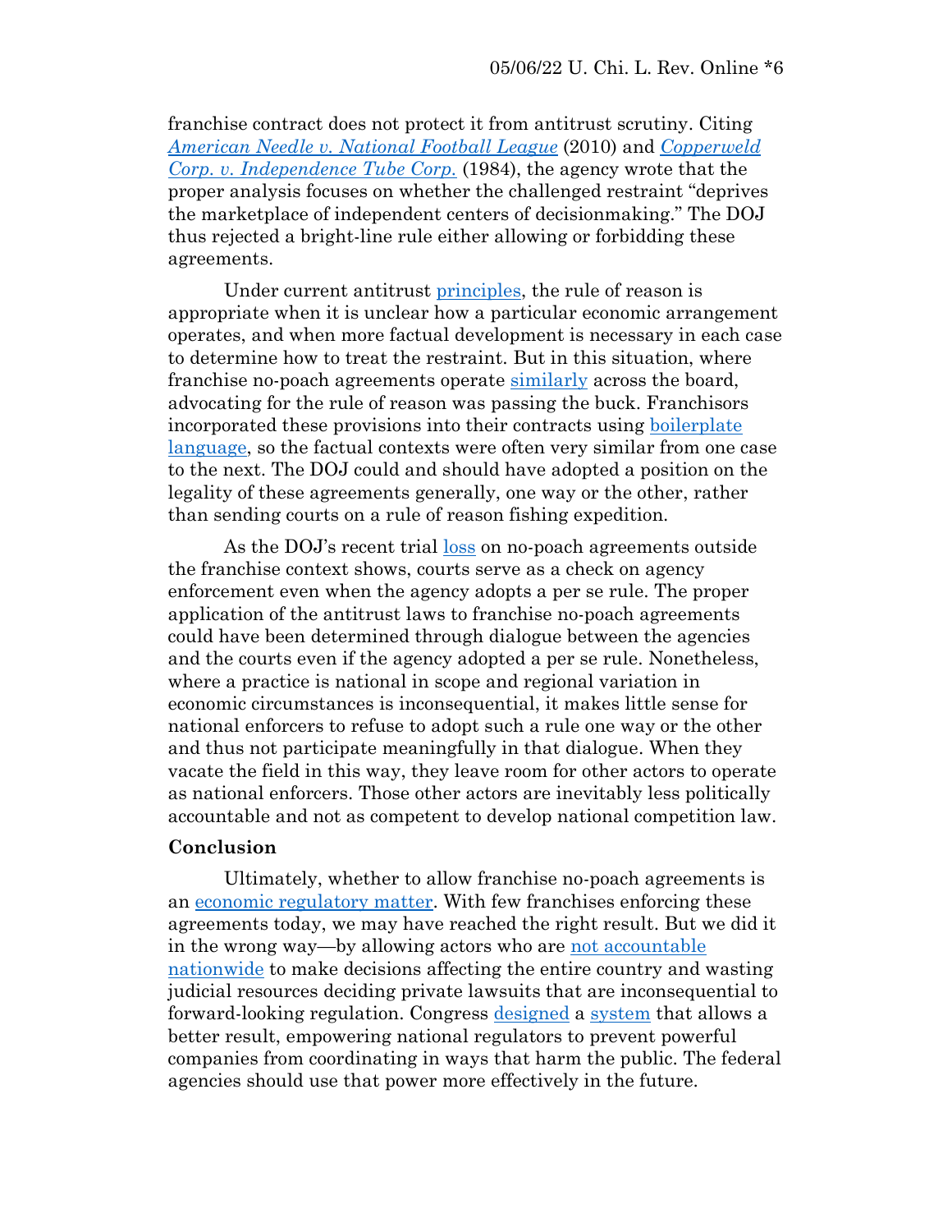franchise contract does not protect it from antitrust scrutiny. Citing *American Needle v. National Football League* (2010) and *Copperweld Corp. v. Independence Tube Corp.* (1984), the agency wrote that the proper analysis focuses on whether the challenged restraint "deprives the marketplace of independent centers of decisionmaking." The DOJ thus rejected a bright-line rule either allowing or forbidding these agreements.

Under current antitrust principles, the rule of reason is appropriate when it is unclear how a particular economic arrangement operates, and when more factual development is necessary in each case to determine how to treat the restraint. But in this situation, where franchise no-poach agreements operate similarly across the board, advocating for the rule of reason was passing the buck. Franchisors incorporated these provisions into their contracts using boilerplate language, so the factual contexts were often very similar from one case to the next. The DOJ could and should have adopted a position on the legality of these agreements generally, one way or the other, rather than sending courts on a rule of reason fishing expedition.

As the DOJ's recent trial loss on no-poach agreements outside the franchise context shows, courts serve as a check on agency enforcement even when the agency adopts a per se rule. The proper application of the antitrust laws to franchise no-poach agreements could have been determined through dialogue between the agencies and the courts even if the agency adopted a per se rule. Nonetheless, where a practice is national in scope and regional variation in economic circumstances is inconsequential, it makes little sense for national enforcers to refuse to adopt such a rule one way or the other and thus not participate meaningfully in that dialogue. When they vacate the field in this way, they leave room for other actors to operate as national enforcers. Those other actors are inevitably less politically accountable and not as competent to develop national competition law.

## Conclusion

Ultimately, whether to allow franchise no-poach agreements is an economic regulatory matter. With few franchises enforcing these agreements today, we may have reached the right result. But we did it in the wrong way—by allowing actors who are not accountable nationwide to make decisions affecting the entire country and wasting judicial resources deciding private lawsuits that are inconsequential to forward-looking regulation. Congress designed a system that allows a better result, empowering national regulators to prevent powerful companies from coordinating in ways that harm the public. The federal agencies should use that power more effectively in the future.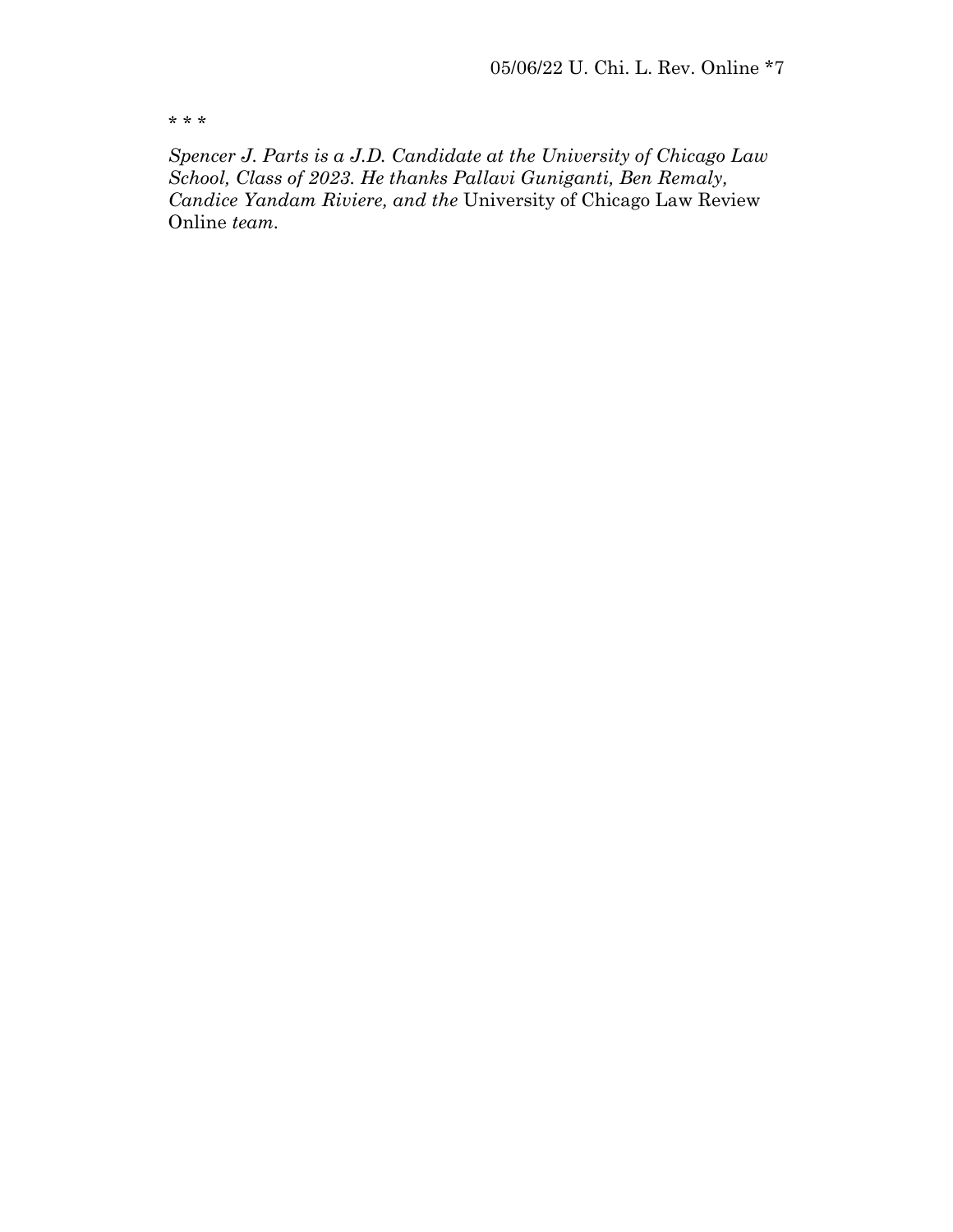\* \* \*

*Spencer J. Parts is a J.D. Candidate at the University of Chicago Law School, Class of 2023. He thanks Pallavi Guniganti, Ben Remaly, Candice Yandam Riviere, and the* University of Chicago Law Review Online *team.*